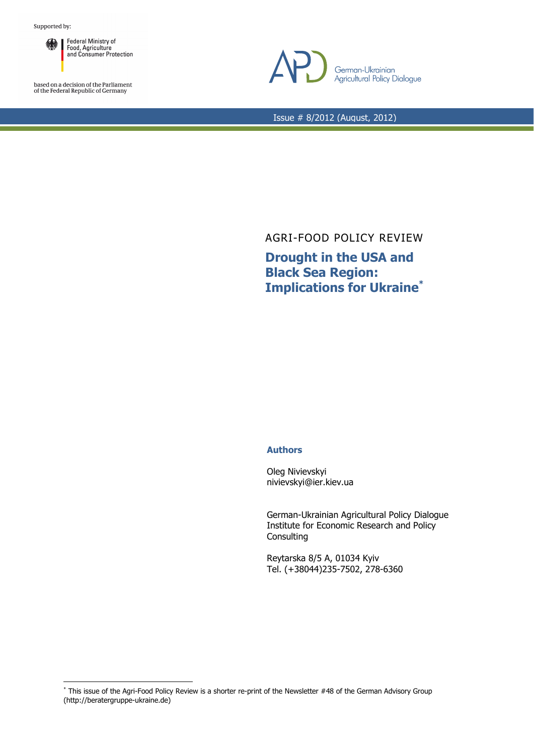Supported by:

Federal Ministry of Food, Agriculture and Consumer Protection

based on a decision of the Parliament of the Federal Republic of Germany

German-Ukrainian Agricultural Policy Dialogue

Issue # 8/2012 (August, 2012)

AGRI-FOOD POLICY REVIEW

# Drought in the USA and Black Sea Region: Implications for Ukraine[*]

### Authors

Oleg Nivievskyi
nivievskyi@ier.kiev.ua

German-Ukrainian Agricultural Policy Dialogue
Institute for Economic Research and Policy Consulting

Reytarska 8/5 A, 01034 Kyiv
Tel. (+38044)235-7502, 278-6360

---

[*] This issue of the Agri-Food Policy Review is a shorter re-print of the Newsletter #48 of the German Advisory Group (http://beratergruppe-ukraine.de)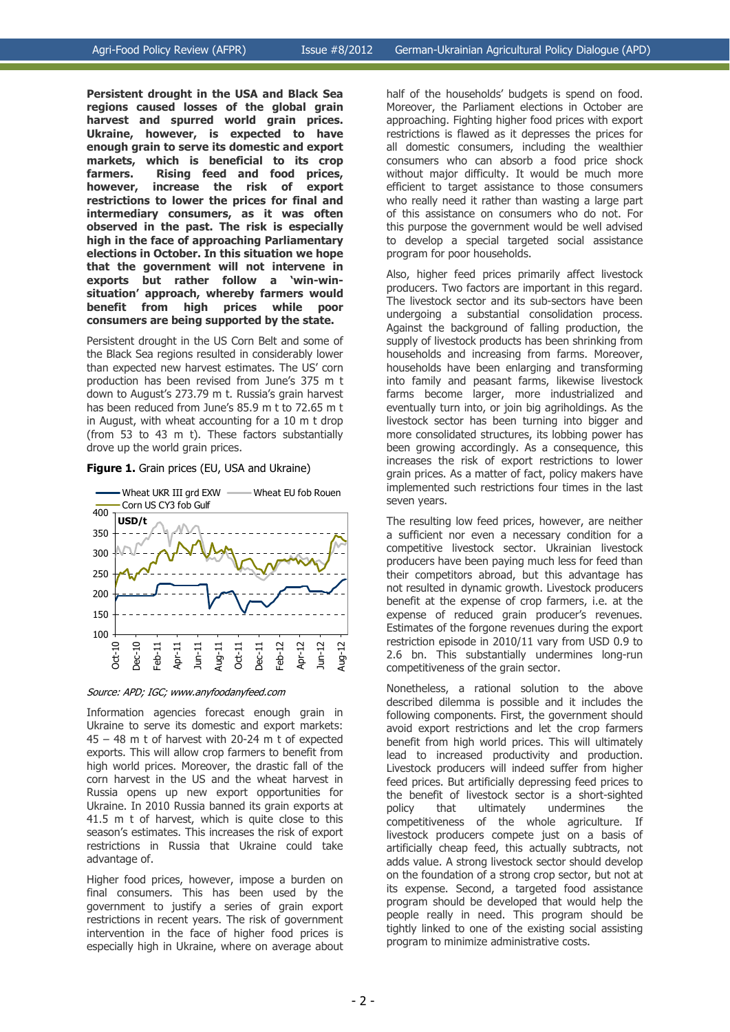**Persistent drought in the USA and Black Sea regions caused losses of the global grain harvest and spurred world grain prices. Ukraine, however, is expected to have enough grain to serve its domestic and export markets, which is beneficial to its crop farmers. Rising feed and food prices, however, increase the risk of export restrictions to lower the prices for final and intermediary consumers, as it was often observed in the past. The risk is especially high in the face of approaching Parliamentary elections in October. In this situation we hope that the government will not intervene in exports but rather follow a 'win-win-situation' approach, whereby farmers would benefit from high prices while poor consumers are being supported by the state.**

Persistent drought in the US Corn Belt and some of the Black Sea regions resulted in considerably lower than expected new harvest estimates. The US' corn production has been revised from June's 375 m t down to August's 273.79 m t. Russia's grain harvest has been reduced from June's 85.9 m t to 72.65 m t in August, with wheat accounting for a 10 m t drop (from 53 to 43 m t). These factors substantially drove up the world grain prices.

**Figure 1.** Grain prices (EU, USA and Ukraine)

Wheat UKR III grd EXW
Wheat EU fob Rouen
Corn US CY3 fob Gulf
USD/t
400
350
300
250
200
150
100
Oct-10
Dec-10
Feb-11
Apr-11
Jun-11
Aug-11
Oct-11
Dec-11
Feb-12
Apr-12
Jun-12
Aug-12

*Source: APD; IGC; www.anyfoodanyfeed.com*

Information agencies forecast enough grain in Ukraine to serve its domestic and export markets: 45 – 48 m t of harvest with 20-24 m t of expected exports. This will allow crop farmers to benefit from high world prices. Moreover, the drastic fall of the corn harvest in the US and the wheat harvest in Russia opens up new export opportunities for Ukraine. In 2010 Russia banned its grain exports at 41.5 m t of harvest, which is quite close to this season's estimates. This increases the risk of export restrictions in Russia that Ukraine could take advantage of.

Higher food prices, however, impose a burden on final consumers. This has been used by the government to justify a series of grain export restrictions in recent years. The risk of government intervention in the face of higher food prices is especially high in Ukraine, where on average about half of the households' budgets is spend on food. Moreover, the Parliament elections in October are approaching. Fighting higher food prices with export restrictions is flawed as it depresses the prices for all domestic consumers, including the wealthier consumers who can absorb a food price shock without major difficulty. It would be much more efficient to target assistance to those consumers who really need it rather than wasting a large part of this assistance on consumers who do not. For this purpose the government would be well advised to develop a special targeted social assistance program for poor households.

Also, higher feed prices primarily affect livestock producers. Two factors are important in this regard. The livestock sector and its sub-sectors have been undergoing a substantial consolidation process. Against the background of falling production, the supply of livestock products has been shrinking from households and increasing from farms. Moreover, households have been enlarging and transforming into family and peasant farms, likewise livestock farms become larger, more industrialized and eventually turn into, or join big agriholdings. As the livestock sector has been turning into bigger and more consolidated structures, its lobbing power has been growing accordingly. As a consequence, this increases the risk of export restrictions to lower grain prices. As a matter of fact, policy makers have implemented such restrictions four times in the last seven years.

The resulting low feed prices, however, are neither a sufficient nor even a necessary condition for a competitive livestock sector. Ukrainian livestock producers have been paying much less for feed than their competitors abroad, but this advantage has not resulted in dynamic growth. Livestock producers benefit at the expense of crop farmers, i.e. at the expense of reduced grain producer's revenues. Estimates of the forgone revenues during the export restriction episode in 2010/11 vary from USD 0.9 to 2.6 bn. This substantially undermines long-run competitiveness of the grain sector.

Nonetheless, a rational solution to the above described dilemma is possible and it includes the following components. First, the government should avoid export restrictions and let the crop farmers benefit from high world prices. This will ultimately lead to increased productivity and production. Livestock producers will indeed suffer from higher feed prices. But artificially depressing feed prices to the benefit of livestock sector is a short-sighted policy that ultimately undermines the competitiveness of the whole agriculture. If livestock producers compete just on a basis of artificially cheap feed, this actually subtracts, not adds value. A strong livestock sector should develop on the foundation of a strong crop sector, but not at its expense. Second, a targeted food assistance program should be developed that would help the people really in need. This program should be tightly linked to one of the existing social assisting program to minimize administrative costs.